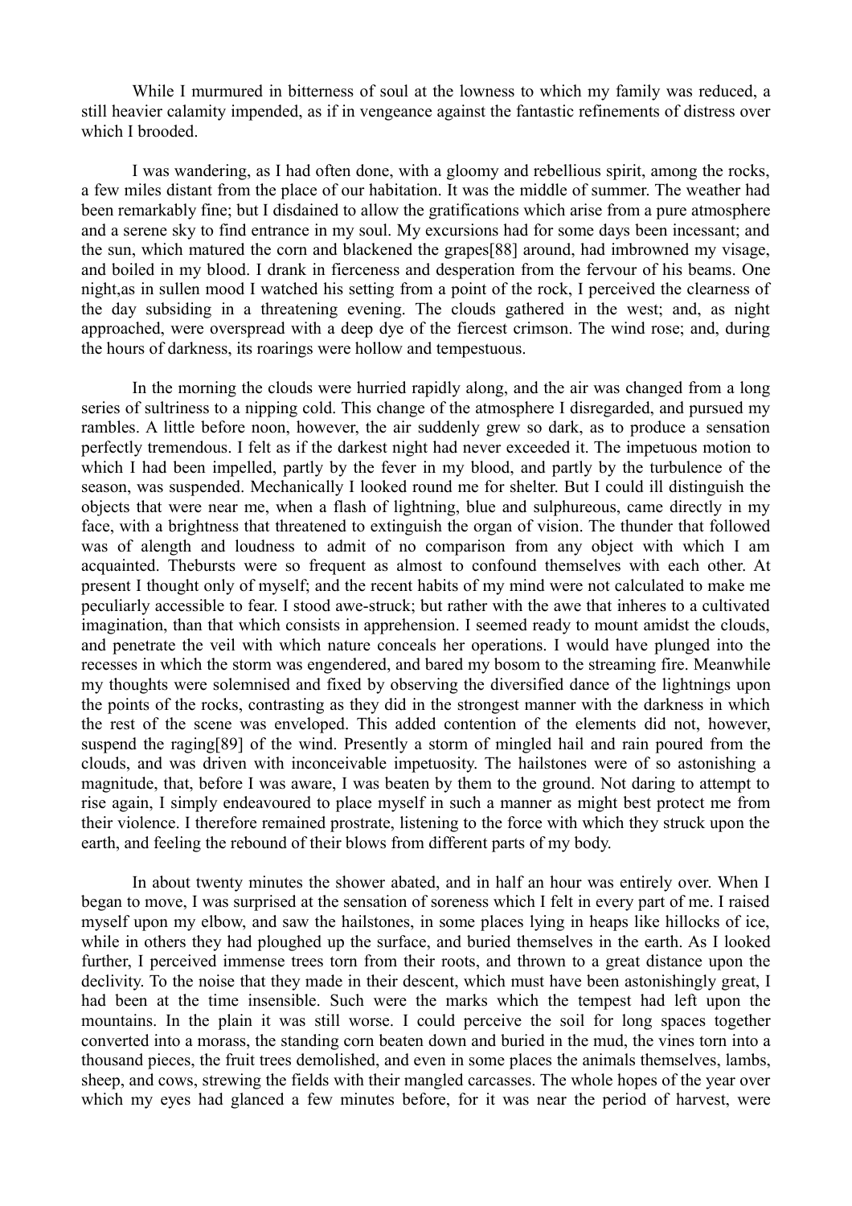While I murmured in bitterness of soul at the lowness to which my family was reduced, a still heavier calamity impended, as if in vengeance against the fantastic refinements of distress over which I brooded.

I was wandering, as I had often done, with a gloomy and rebellious spirit, among the rocks, a few miles distant from the place of our habitation. It was the middle of summer. The weather had been remarkably fine; but I disdained to allow the gratifications which arise from a pure atmosphere and a serene sky to find entrance in my soul. My excursions had for some days been incessant; and the sun, which matured the corn and blackened the grapes[88] around, had imbrowned my visage, and boiled in my blood. I drank in fierceness and desperation from the fervour of his beams. One night,as in sullen mood I watched his setting from a point of the rock, I perceived the clearness of the day subsiding in a threatening evening. The clouds gathered in the west; and, as night approached, were overspread with a deep dye of the fiercest crimson. The wind rose; and, during the hours of darkness, its roarings were hollow and tempestuous.

In the morning the clouds were hurried rapidly along, and the air was changed from a long series of sultriness to a nipping cold. This change of the atmosphere I disregarded, and pursued my rambles. A little before noon, however, the air suddenly grew so dark, as to produce a sensation perfectly tremendous. I felt as if the darkest night had never exceeded it. The impetuous motion to which I had been impelled, partly by the fever in my blood, and partly by the turbulence of the season, was suspended. Mechanically I looked round me for shelter. But I could ill distinguish the objects that were near me, when a flash of lightning, blue and sulphureous, came directly in my face, with a brightness that threatened to extinguish the organ of vision. The thunder that followed was of alength and loudness to admit of no comparison from any object with which I am acquainted. Thebursts were so frequent as almost to confound themselves with each other. At present I thought only of myself; and the recent habits of my mind were not calculated to make me peculiarly accessible to fear. I stood awe-struck; but rather with the awe that inheres to a cultivated imagination, than that which consists in apprehension. I seemed ready to mount amidst the clouds, and penetrate the veil with which nature conceals her operations. I would have plunged into the recesses in which the storm was engendered, and bared my bosom to the streaming fire. Meanwhile my thoughts were solemnised and fixed by observing the diversified dance of the lightnings upon the points of the rocks, contrasting as they did in the strongest manner with the darkness in which the rest of the scene was enveloped. This added contention of the elements did not, however, suspend the raging[89] of the wind. Presently a storm of mingled hail and rain poured from the clouds, and was driven with inconceivable impetuosity. The hailstones were of so astonishing a magnitude, that, before I was aware, I was beaten by them to the ground. Not daring to attempt to rise again, I simply endeavoured to place myself in such a manner as might best protect me from their violence. I therefore remained prostrate, listening to the force with which they struck upon the earth, and feeling the rebound of their blows from different parts of my body.

In about twenty minutes the shower abated, and in half an hour was entirely over. When I began to move, I was surprised at the sensation of soreness which I felt in every part of me. I raised myself upon my elbow, and saw the hailstones, in some places lying in heaps like hillocks of ice, while in others they had ploughed up the surface, and buried themselves in the earth. As I looked further, I perceived immense trees torn from their roots, and thrown to a great distance upon the declivity. To the noise that they made in their descent, which must have been astonishingly great, I had been at the time insensible. Such were the marks which the tempest had left upon the mountains. In the plain it was still worse. I could perceive the soil for long spaces together converted into a morass, the standing corn beaten down and buried in the mud, the vines torn into a thousand pieces, the fruit trees demolished, and even in some places the animals themselves, lambs, sheep, and cows, strewing the fields with their mangled carcasses. The whole hopes of the year over which my eyes had glanced a few minutes before, for it was near the period of harvest, were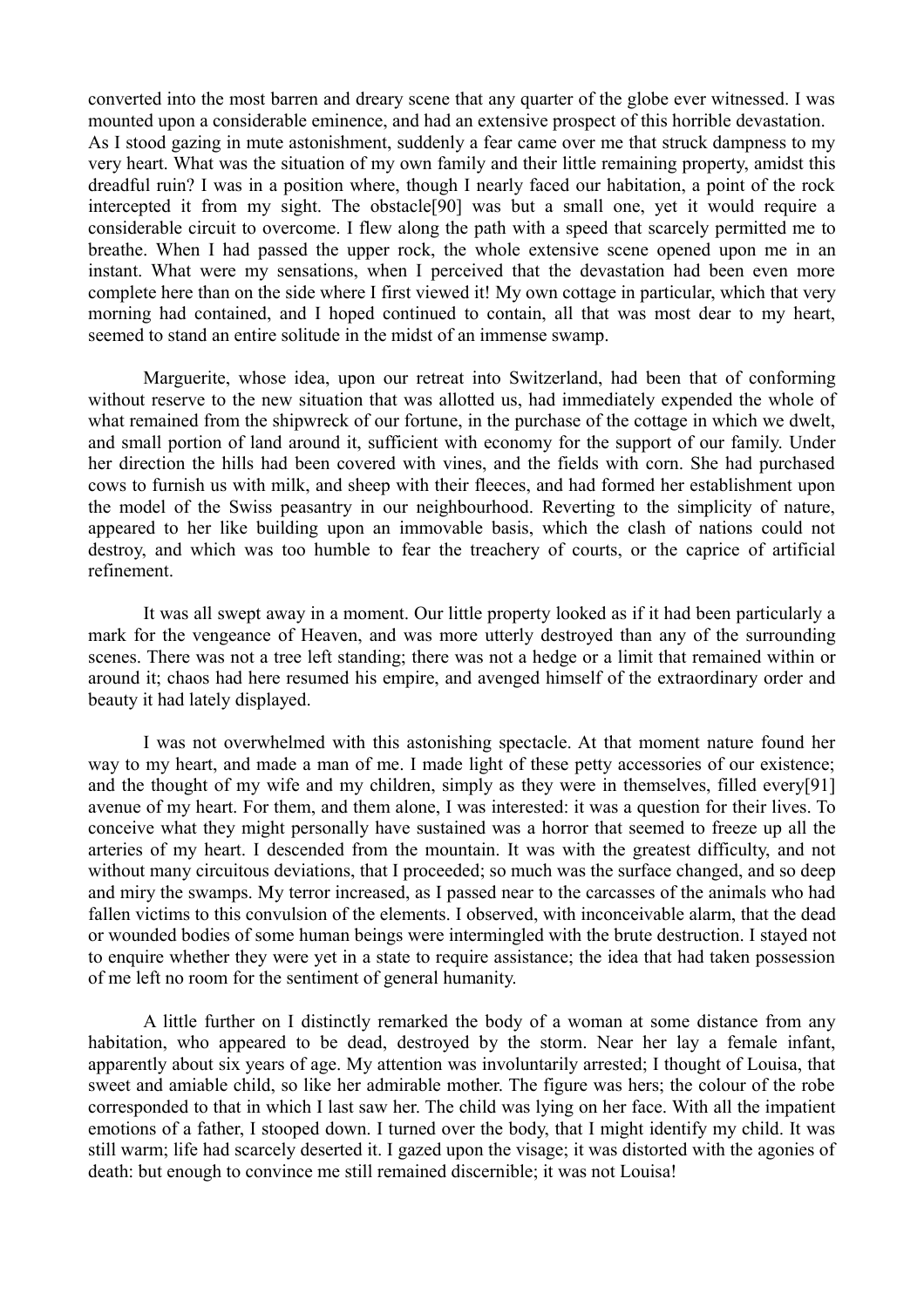converted into the most barren and dreary scene that any quarter of the globe ever witnessed. I was mounted upon a considerable eminence, and had an extensive prospect of this horrible devastation. As I stood gazing in mute astonishment, suddenly a fear came over me that struck dampness to my very heart. What was the situation of my own family and their little remaining property, amidst this dreadful ruin? I was in a position where, though I nearly faced our habitation, a point of the rock intercepted it from my sight. The obstacle[90] was but a small one, yet it would require a considerable circuit to overcome. I flew along the path with a speed that scarcely permitted me to breathe. When I had passed the upper rock, the whole extensive scene opened upon me in an instant. What were my sensations, when I perceived that the devastation had been even more complete here than on the side where I first viewed it! My own cottage in particular, which that very morning had contained, and I hoped continued to contain, all that was most dear to my heart, seemed to stand an entire solitude in the midst of an immense swamp.

Marguerite, whose idea, upon our retreat into Switzerland, had been that of conforming without reserve to the new situation that was allotted us, had immediately expended the whole of what remained from the shipwreck of our fortune, in the purchase of the cottage in which we dwelt, and small portion of land around it, sufficient with economy for the support of our family. Under her direction the hills had been covered with vines, and the fields with corn. She had purchased cows to furnish us with milk, and sheep with their fleeces, and had formed her establishment upon the model of the Swiss peasantry in our neighbourhood. Reverting to the simplicity of nature, appeared to her like building upon an immovable basis, which the clash of nations could not destroy, and which was too humble to fear the treachery of courts, or the caprice of artificial refinement.

It was all swept away in a moment. Our little property looked as if it had been particularly a mark for the vengeance of Heaven, and was more utterly destroyed than any of the surrounding scenes. There was not a tree left standing; there was not a hedge or a limit that remained within or around it; chaos had here resumed his empire, and avenged himself of the extraordinary order and beauty it had lately displayed.

I was not overwhelmed with this astonishing spectacle. At that moment nature found her way to my heart, and made a man of me. I made light of these petty accessories of our existence; and the thought of my wife and my children, simply as they were in themselves, filled every[91] avenue of my heart. For them, and them alone, I was interested: it was a question for their lives. To conceive what they might personally have sustained was a horror that seemed to freeze up all the arteries of my heart. I descended from the mountain. It was with the greatest difficulty, and not without many circuitous deviations, that I proceeded; so much was the surface changed, and so deep and miry the swamps. My terror increased, as I passed near to the carcasses of the animals who had fallen victims to this convulsion of the elements. I observed, with inconceivable alarm, that the dead or wounded bodies of some human beings were intermingled with the brute destruction. I stayed not to enquire whether they were yet in a state to require assistance; the idea that had taken possession of me left no room for the sentiment of general humanity.

A little further on I distinctly remarked the body of a woman at some distance from any habitation, who appeared to be dead, destroyed by the storm. Near her lay a female infant, apparently about six years of age. My attention was involuntarily arrested; I thought of Louisa, that sweet and amiable child, so like her admirable mother. The figure was hers; the colour of the robe corresponded to that in which I last saw her. The child was lying on her face. With all the impatient emotions of a father, I stooped down. I turned over the body, that I might identify my child. It was still warm; life had scarcely deserted it. I gazed upon the visage; it was distorted with the agonies of death: but enough to convince me still remained discernible; it was not Louisa!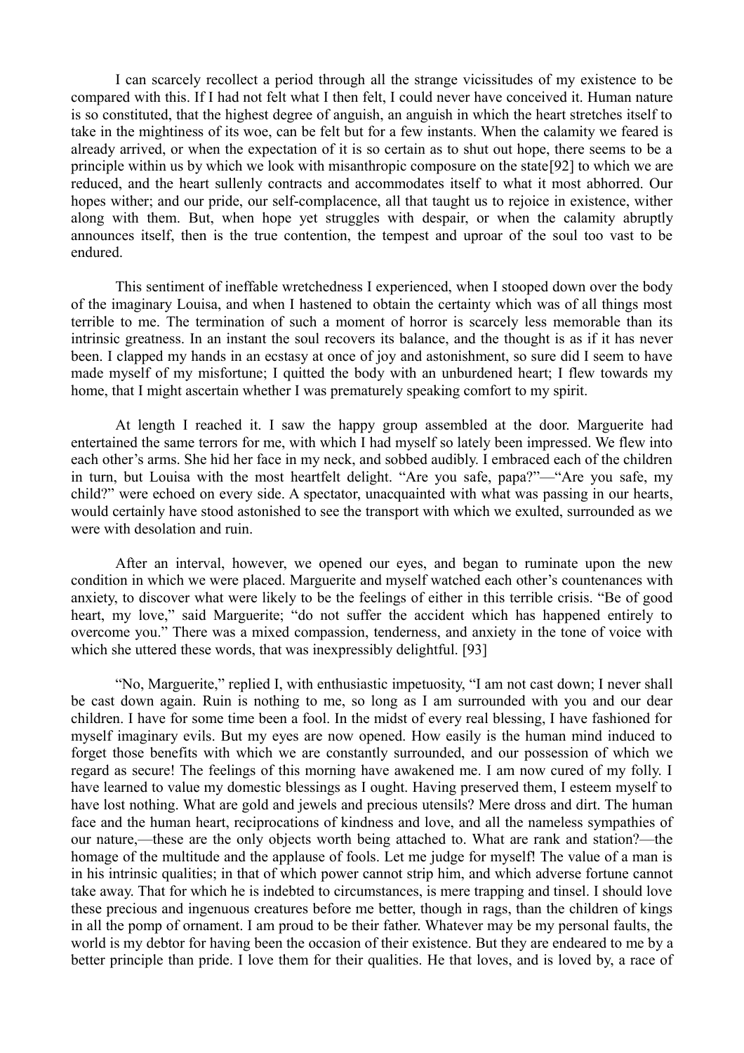I can scarcely recollect a period through all the strange vicissitudes of my existence to be compared with this. If I had not felt what I then felt, I could never have conceived it. Human nature is so constituted, that the highest degree of anguish, an anguish in which the heart stretches itself to take in the mightiness of its woe, can be felt but for a few instants. When the calamity we feared is already arrived, or when the expectation of it is so certain as to shut out hope, there seems to be a principle within us by which we look with misanthropic composure on the state[92] to which we are reduced, and the heart sullenly contracts and accommodates itself to what it most abhorred. Our hopes wither; and our pride, our self-complacence, all that taught us to rejoice in existence, wither along with them. But, when hope yet struggles with despair, or when the calamity abruptly announces itself, then is the true contention, the tempest and uproar of the soul too vast to be endured.

This sentiment of ineffable wretchedness I experienced, when I stooped down over the body of the imaginary Louisa, and when I hastened to obtain the certainty which was of all things most terrible to me. The termination of such a moment of horror is scarcely less memorable than its intrinsic greatness. In an instant the soul recovers its balance, and the thought is as if it has never been. I clapped my hands in an ecstasy at once of joy and astonishment, so sure did I seem to have made myself of my misfortune; I quitted the body with an unburdened heart; I flew towards my home, that I might ascertain whether I was prematurely speaking comfort to my spirit.

At length I reached it. I saw the happy group assembled at the door. Marguerite had entertained the same terrors for me, with which I had myself so lately been impressed. We flew into each other's arms. She hid her face in my neck, and sobbed audibly. I embraced each of the children in turn, but Louisa with the most heartfelt delight. "Are you safe, papa?"—"Are you safe, my child?" were echoed on every side. A spectator, unacquainted with what was passing in our hearts, would certainly have stood astonished to see the transport with which we exulted, surrounded as we were with desolation and ruin.

After an interval, however, we opened our eyes, and began to ruminate upon the new condition in which we were placed. Marguerite and myself watched each other's countenances with anxiety, to discover what were likely to be the feelings of either in this terrible crisis. "Be of good heart, my love," said Marguerite; "do not suffer the accident which has happened entirely to overcome you." There was a mixed compassion, tenderness, and anxiety in the tone of voice with which she uttered these words, that was inexpressibly delightful. [93]

"No, Marguerite," replied I, with enthusiastic impetuosity, "I am not cast down; I never shall be cast down again. Ruin is nothing to me, so long as I am surrounded with you and our dear children. I have for some time been a fool. In the midst of every real blessing, I have fashioned for myself imaginary evils. But my eyes are now opened. How easily is the human mind induced to forget those benefits with which we are constantly surrounded, and our possession of which we regard as secure! The feelings of this morning have awakened me. I am now cured of my folly. I have learned to value my domestic blessings as I ought. Having preserved them, I esteem myself to have lost nothing. What are gold and jewels and precious utensils? Mere dross and dirt. The human face and the human heart, reciprocations of kindness and love, and all the nameless sympathies of our nature,—these are the only objects worth being attached to. What are rank and station?—the homage of the multitude and the applause of fools. Let me judge for myself! The value of a man is in his intrinsic qualities; in that of which power cannot strip him, and which adverse fortune cannot take away. That for which he is indebted to circumstances, is mere trapping and tinsel. I should love these precious and ingenuous creatures before me better, though in rags, than the children of kings in all the pomp of ornament. I am proud to be their father. Whatever may be my personal faults, the world is my debtor for having been the occasion of their existence. But they are endeared to me by a better principle than pride. I love them for their qualities. He that loves, and is loved by, a race of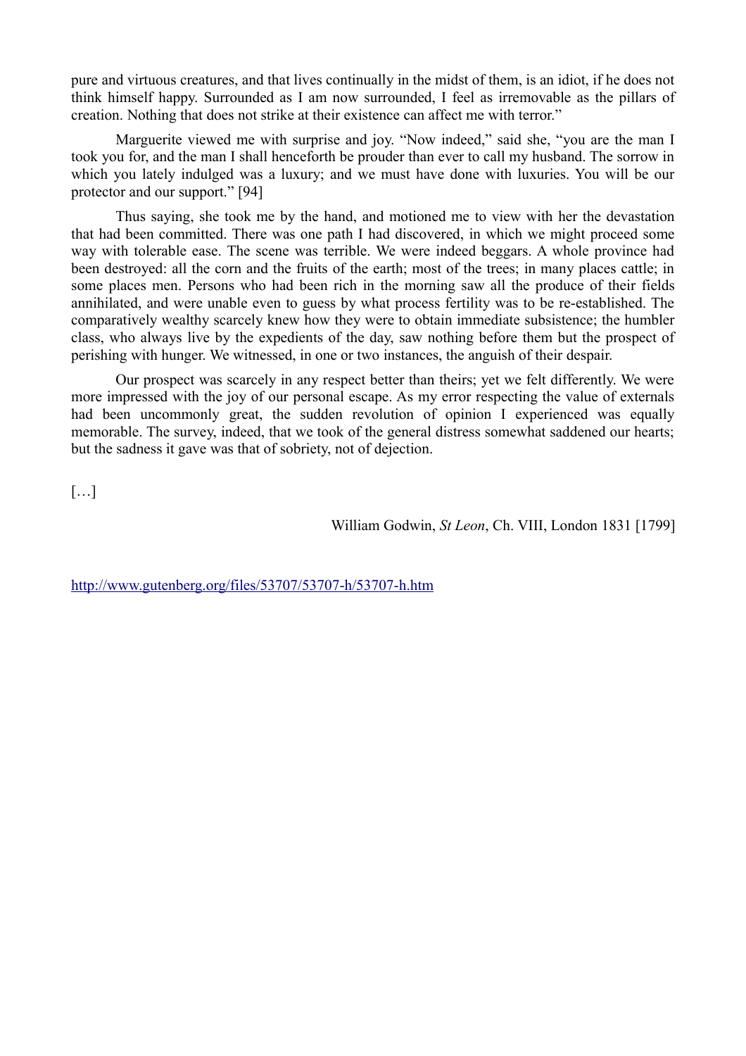pure and virtuous creatures, and that lives continually in the midst of them, is an idiot, if he does not think himself happy. Surrounded as I am now surrounded, I feel as irremovable as the pillars of creation. Nothing that does not strike at their existence can affect me with terror."

Marguerite viewed me with surprise and joy. "Now indeed," said she, "you are the man I took you for, and the man I shall henceforth be prouder than ever to call my husband. The sorrow in which you lately indulged was a luxury; and we must have done with luxuries. You will be our protector and our support." [94]

Thus saying, she took me by the hand, and motioned me to view with her the devastation that had been committed. There was one path I had discovered, in which we might proceed some way with tolerable ease. The scene was terrible. We were indeed beggars. A whole province had been destroyed: all the corn and the fruits of the earth; most of the trees; in many places cattle; in some places men. Persons who had been rich in the morning saw all the produce of their fields annihilated, and were unable even to guess by what process fertility was to be re-established. The comparatively wealthy scarcely knew how they were to obtain immediate subsistence; the humbler class, who always live by the expedients of the day, saw nothing before them but the prospect of perishing with hunger. We witnessed, in one or two instances, the anguish of their despair.

Our prospect was scarcely in any respect better than theirs; yet we felt differently. We were more impressed with the joy of our personal escape. As my error respecting the value of externals had been uncommonly great, the sudden revolution of opinion I experienced was equally memorable. The survey, indeed, that we took of the general distress somewhat saddened our hearts; but the sadness it gave was that of sobriety, not of dejection.

[…]

William Godwin, *St Leon*, Ch. VIII, London 1831 [1799]

http://www.gutenberg.org/files/53707/53707-h/53707-h.htm